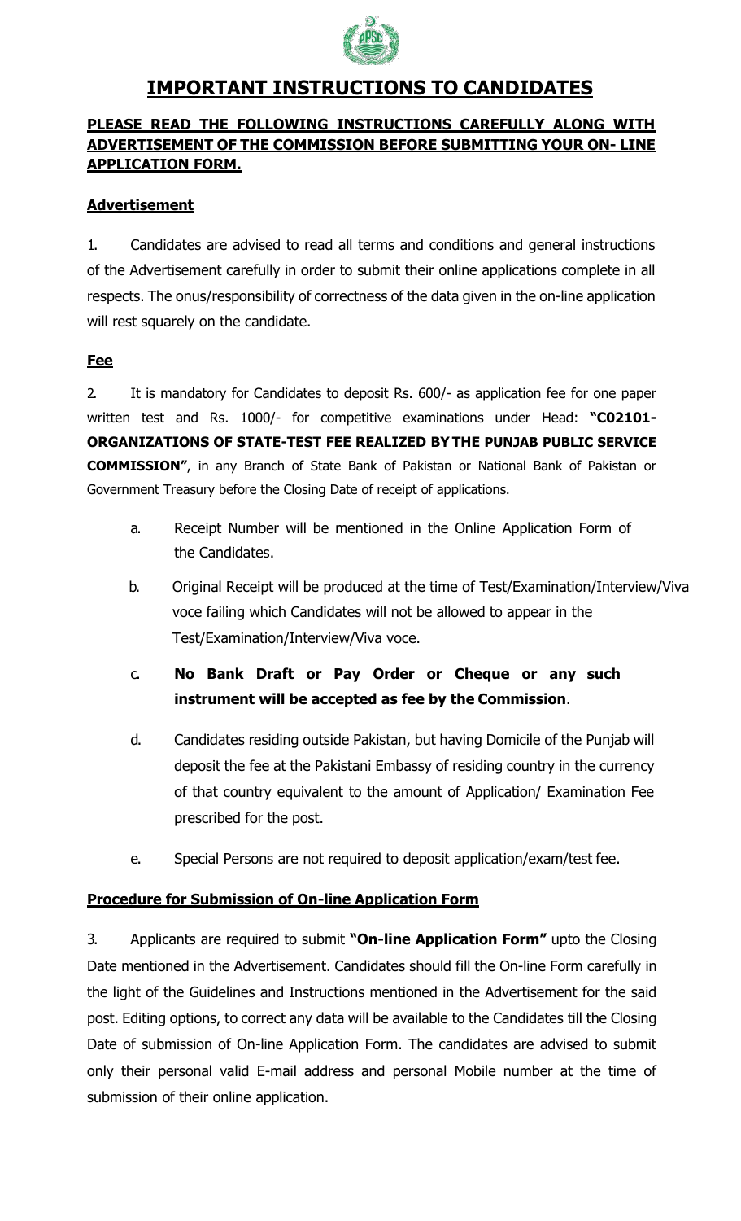# IMPORTANT INSTRUCTIONS TO CANDIDATES

**PLEASE READ THE FOLLOWING INSTRUCTIONS CAREFULLY ALONG WITH ADVERTISEMENT OF THE COMMISSION BEFORE SUBMITTING YOUR ON- LINE APPLICATION FORM.**

## Advertisement

1. Candidates are advised to read all terms and conditions and general instructions of the Advertisement carefully in order to submit their online applications complete in all respects. The onus/responsibility of correctness of the data given in the on-line application will rest squarely on the candidate.

## Fee

2. It is mandatory for Candidates to deposit Rs. 600/- as application fee for one paper written test and Rs. 1000/- for competitive examinations under Head: **"C02101-ORGANIZATIONS OF STATE-TEST FEE REALIZED BY THE PUNJAB PUBLIC SERVICE COMMISSION"**, in any Branch of State Bank of Pakistan or National Bank of Pakistan or Government Treasury before the Closing Date of receipt of applications.

   a. Receipt Number will be mentioned in the Online Application Form of the Candidates.

   b. Original Receipt will be produced at the time of Test/Examination/Interview/Viva voce failing which Candidates will not be allowed to appear in the Test/Examination/Interview/Viva voce.

   c. **No Bank Draft or Pay Order or Cheque or any such instrument will be accepted as fee by the Commission**.

   d. Candidates residing outside Pakistan, but having Domicile of the Punjab will deposit the fee at the Pakistani Embassy of residing country in the currency of that country equivalent to the amount of Application/ Examination Fee prescribed for the post.

   e. Special Persons are not required to deposit application/exam/test fee.

## Procedure for Submission of On-line Application Form

3. Applicants are required to submit **"On-line Application Form"** upto the Closing Date mentioned in the Advertisement. Candidates should fill the On-line Form carefully in the light of the Guidelines and Instructions mentioned in the Advertisement for the said post. Editing options, to correct any data will be available to the Candidates till the Closing Date of submission of On-line Application Form. The candidates are advised to submit only their personal valid E-mail address and personal Mobile number at the time of submission of their online application.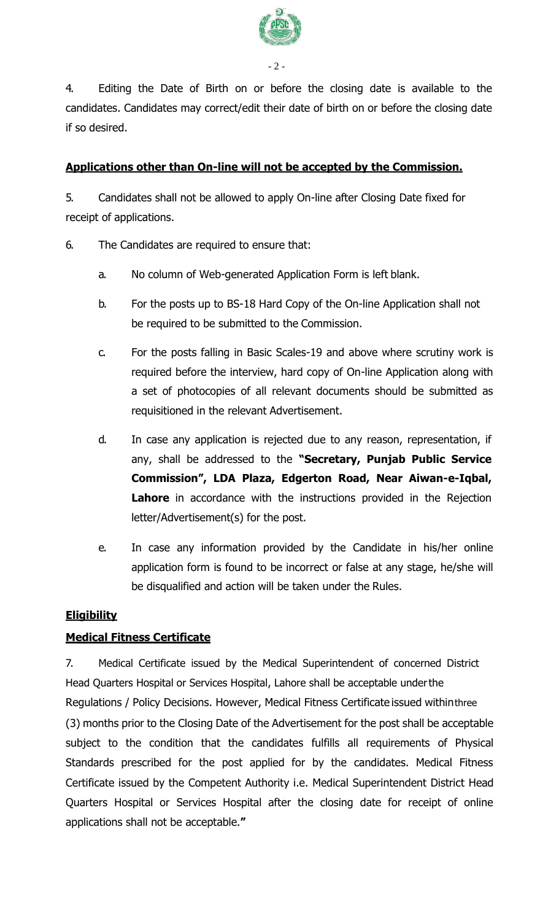4. Editing the Date of Birth on or before the closing date is available to the candidates. Candidates may correct/edit their date of birth on or before the closing date if so desired.

**Applications other than On-line will not be accepted by the Commission.**

5. Candidates shall not be allowed to apply On-line after Closing Date fixed for receipt of applications.

6. The Candidates are required to ensure that:

   a. No column of Web-generated Application Form is left blank.

   b. For the posts up to BS-18 Hard Copy of the On-line Application shall not be required to be submitted to the Commission.

   c. For the posts falling in Basic Scales-19 and above where scrutiny work is required before the interview, hard copy of On-line Application along with a set of photocopies of all relevant documents should be submitted as requisitioned in the relevant Advertisement.

   d. In case any application is rejected due to any reason, representation, if any, shall be addressed to the **"Secretary, Punjab Public Service Commission", LDA Plaza, Edgerton Road, Near Aiwan-e-Iqbal, Lahore** in accordance with the instructions provided in the Rejection letter/Advertisement(s) for the post.

   e. In case any information provided by the Candidate in his/her online application form is found to be incorrect or false at any stage, he/she will be disqualified and action will be taken under the Rules.

**Eligibility**

**Medical Fitness Certificate**

7. Medical Certificate issued by the Medical Superintendent of concerned District Head Quarters Hospital or Services Hospital, Lahore shall be acceptable under the Regulations / Policy Decisions. However, Medical Fitness Certificate issued within three (3) months prior to the Closing Date of the Advertisement for the post shall be acceptable subject to the condition that the candidates fulfills all requirements of Physical Standards prescribed for the post applied for by the candidates. Medical Fitness Certificate issued by the Competent Authority i.e. Medical Superintendent District Head Quarters Hospital or Services Hospital after the closing date for receipt of online applications shall not be acceptable.**"**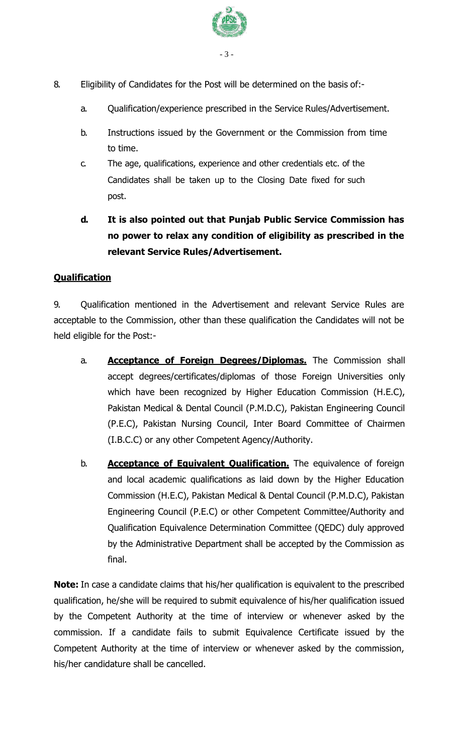8. Eligibility of Candidates for the Post will be determined on the basis of:-

   a. Qualification/experience prescribed in the Service Rules/Advertisement.

   b. Instructions issued by the Government or the Commission from time to time.

   c. The age, qualifications, experience and other credentials etc. of the Candidates shall be taken up to the Closing Date fixed for such post.

   **d. It is also pointed out that Punjab Public Service Commission has no power to relax any condition of eligibility as prescribed in the relevant Service Rules/Advertisement.**

## Qualification

9. Qualification mentioned in the Advertisement and relevant Service Rules are acceptable to the Commission, other than these qualification the Candidates will not be held eligible for the Post:-

   a. **Acceptance of Foreign Degrees/Diplomas.** The Commission shall accept degrees/certificates/diplomas of those Foreign Universities only which have been recognized by Higher Education Commission (H.E.C), Pakistan Medical & Dental Council (P.M.D.C), Pakistan Engineering Council (P.E.C), Pakistan Nursing Council, Inter Board Committee of Chairmen (I.B.C.C) or any other Competent Agency/Authority.

   b. **Acceptance of Equivalent Qualification.** The equivalence of foreign and local academic qualifications as laid down by the Higher Education Commission (H.E.C), Pakistan Medical & Dental Council (P.M.D.C), Pakistan Engineering Council (P.E.C) or other Competent Committee/Authority and Qualification Equivalence Determination Committee (QEDC) duly approved by the Administrative Department shall be accepted by the Commission as final.

**Note:** In case a candidate claims that his/her qualification is equivalent to the prescribed qualification, he/she will be required to submit equivalence of his/her qualification issued by the Competent Authority at the time of interview or whenever asked by the commission. If a candidate fails to submit Equivalence Certificate issued by the Competent Authority at the time of interview or whenever asked by the commission, his/her candidature shall be cancelled.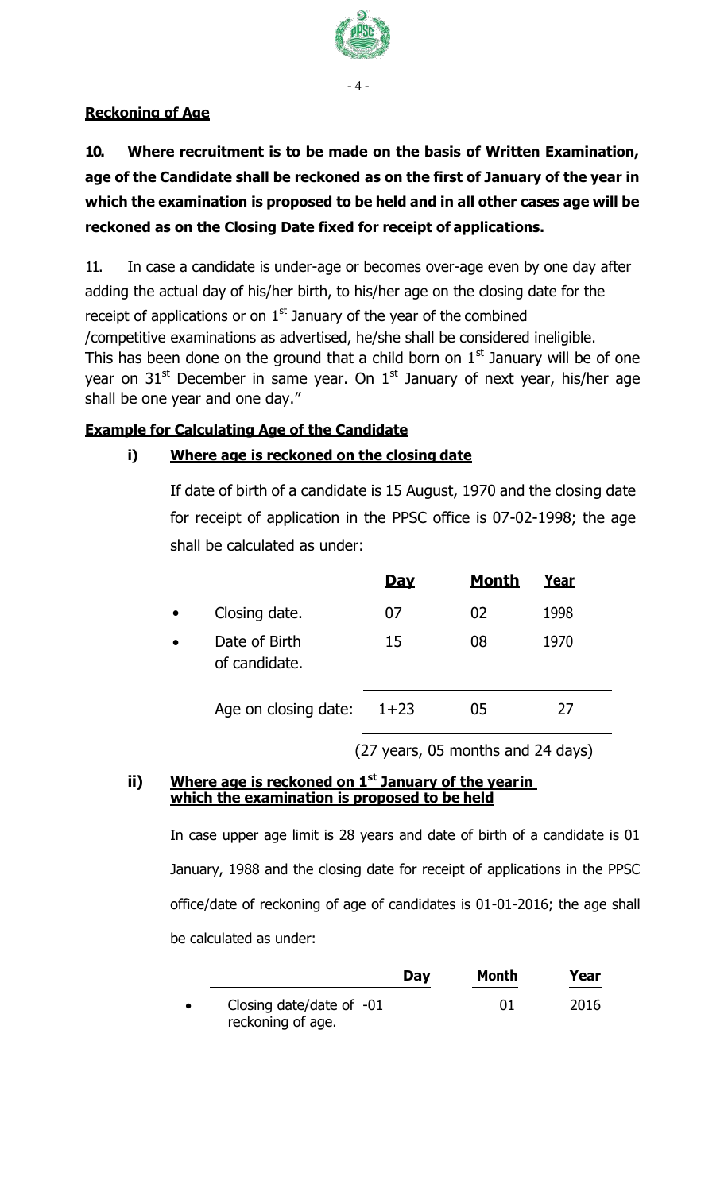**Reckoning of Age**

**10. Where recruitment is to be made on the basis of Written Examination, age of the Candidate shall be reckoned as on the first of January of the year in which the examination is proposed to be held and in all other cases age will be reckoned as on the Closing Date fixed for receipt of applications.**

11. In case a candidate is under-age or becomes over-age even by one day after adding the actual day of his/her birth, to his/her age on the closing date for the receipt of applications or on 1st January of the year of the combined /competitive examinations as advertised, he/she shall be considered ineligible. This has been done on the ground that a child born on 1st January will be of one year on 31st December in same year. On 1st January of next year, his/her age shall be one year and one day."

**Example for Calculating Age of the Candidate**

**i) Where age is reckoned on the closing date**

If date of birth of a candidate is 15 August, 1970 and the closing date for receipt of application in the PPSC office is 07-02-1998; the age shall be calculated as under:

| | Day | Month | Year |
|---|---|---|---|
| • Closing date. | 07 | 02 | 1998 |
| • Date of Birth of candidate. | 15 | 08 | 1970 |
| Age on closing date: | 1+23 | 05 | 27 |

(27 years, 05 months and 24 days)

**ii) Where age is reckoned on 1st January of the yearin which the examination is proposed to be held**

In case upper age limit is 28 years and date of birth of a candidate is 01 January, 1988 and the closing date for receipt of applications in the PPSC office/date of reckoning of age of candidates is 01-01-2016; the age shall be calculated as under:

| | Day | Month | Year |
|---|---|---|---|
| • Closing date/date of reckoning of age. | -01 | 01 | 2016 |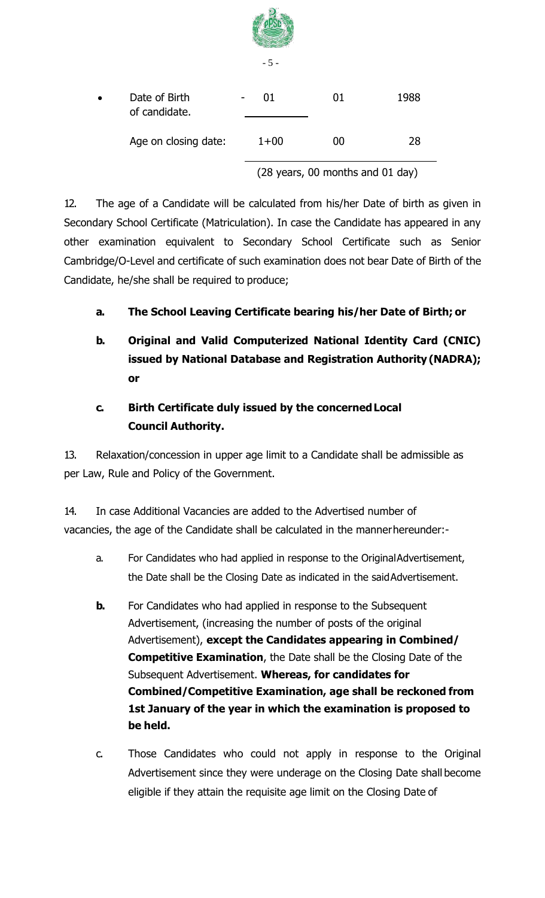| • Date of Birth of candidate. | - 01 | 01 | 1988 |
|---|---|---|---|
| Age on closing date: | 1+00 | 00 | 28 |
| | (28 years, 00 months and 01 day) | | |

12. The age of a Candidate will be calculated from his/her Date of birth as given in Secondary School Certificate (Matriculation). In case the Candidate has appeared in any other examination equivalent to Secondary School Certificate such as Senior Cambridge/O-Level and certificate of such examination does not bear Date of Birth of the Candidate, he/she shall be required to produce;

   **a. The School Leaving Certificate bearing his/her Date of Birth; or**

   **b. Original and Valid Computerized National Identity Card (CNIC) issued by National Database and Registration Authority (NADRA); or**

   **c. Birth Certificate duly issued by the concerned Local Council Authority.**

13. Relaxation/concession in upper age limit to a Candidate shall be admissible as per Law, Rule and Policy of the Government.

14. In case Additional Vacancies are added to the Advertised number of vacancies, the age of the Candidate shall be calculated in the manner hereunder:-

   a. For Candidates who had applied in response to the Original Advertisement, the Date shall be the Closing Date as indicated in the said Advertisement.

   **b.** For Candidates who had applied in response to the Subsequent Advertisement, (increasing the number of posts of the original Advertisement), **except the Candidates appearing in Combined/ Competitive Examination**, the Date shall be the Closing Date of the Subsequent Advertisement. **Whereas, for candidates for Combined/Competitive Examination, age shall be reckoned from 1st January of the year in which the examination is proposed to be held.**

   c. Those Candidates who could not apply in response to the Original Advertisement since they were underage on the Closing Date shall become eligible if they attain the requisite age limit on the Closing Date of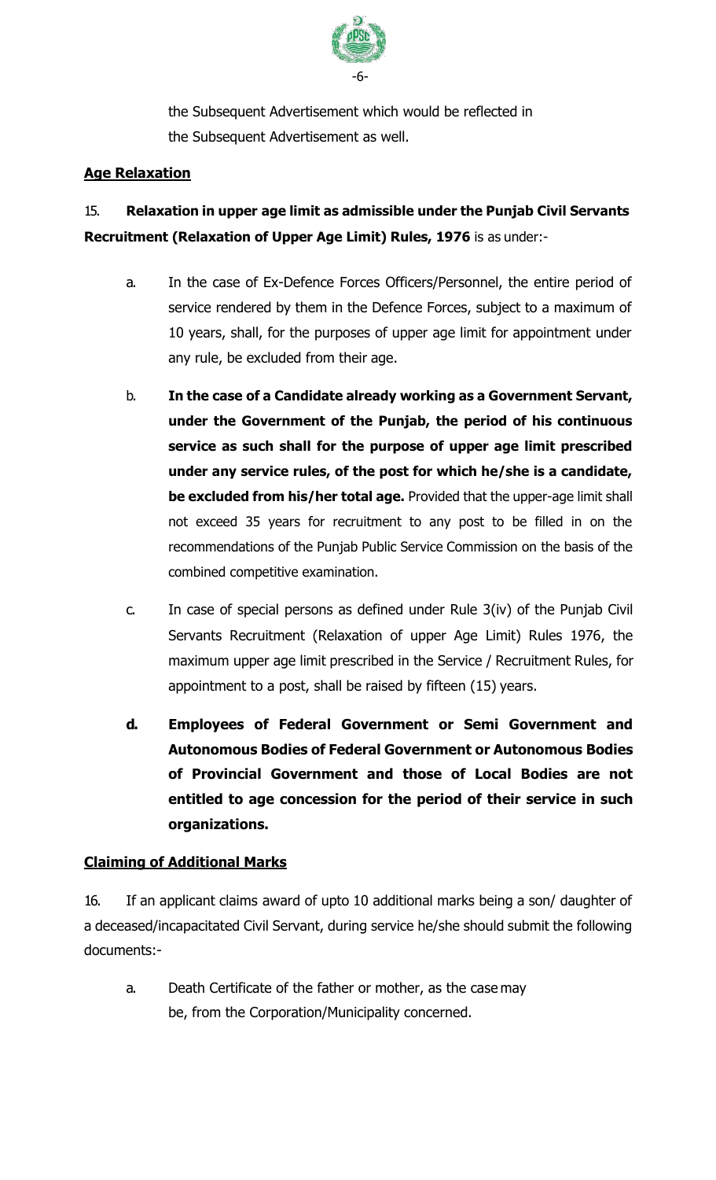the Subsequent Advertisement which would be reflected in the Subsequent Advertisement as well.

**Age Relaxation**

15. **Relaxation in upper age limit as admissible under the Punjab Civil Servants Recruitment (Relaxation of Upper Age Limit) Rules, 1976** is as under:-

a. In the case of Ex-Defence Forces Officers/Personnel, the entire period of service rendered by them in the Defence Forces, subject to a maximum of 10 years, shall, for the purposes of upper age limit for appointment under any rule, be excluded from their age.

b. **In the case of a Candidate already working as a Government Servant, under the Government of the Punjab, the period of his continuous service as such shall for the purpose of upper age limit prescribed under any service rules, of the post for which he/she is a candidate, be excluded from his/her total age.** Provided that the upper-age limit shall not exceed 35 years for recruitment to any post to be filled in on the recommendations of the Punjab Public Service Commission on the basis of the combined competitive examination.

c. In case of special persons as defined under Rule 3(iv) of the Punjab Civil Servants Recruitment (Relaxation of upper Age Limit) Rules 1976, the maximum upper age limit prescribed in the Service / Recruitment Rules, for appointment to a post, shall be raised by fifteen (15) years.

**d. Employees of Federal Government or Semi Government and Autonomous Bodies of Federal Government or Autonomous Bodies of Provincial Government and those of Local Bodies are not entitled to age concession for the period of their service in such organizations.**

**Claiming of Additional Marks**

16. If an applicant claims award of upto 10 additional marks being a son/ daughter of a deceased/incapacitated Civil Servant, during service he/she should submit the following documents:-

a. Death Certificate of the father or mother, as the case may be, from the Corporation/Municipality concerned.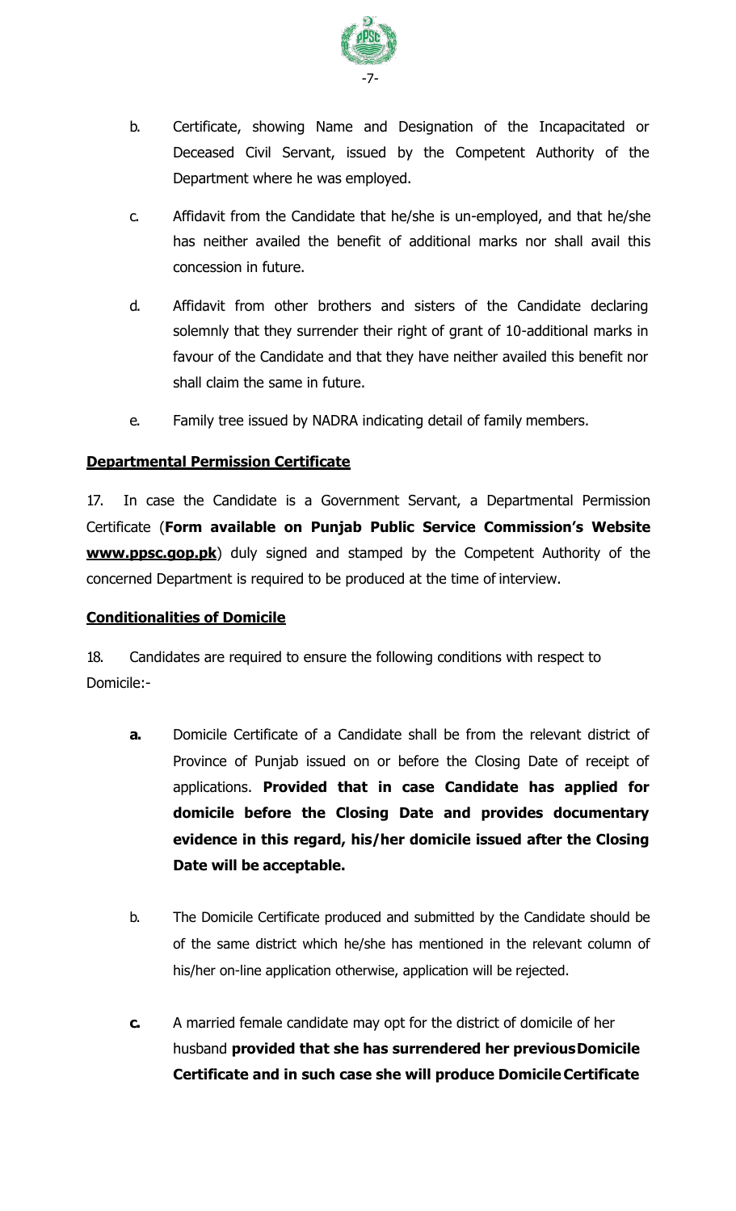b. Certificate, showing Name and Designation of the Incapacitated or Deceased Civil Servant, issued by the Competent Authority of the Department where he was employed.

c. Affidavit from the Candidate that he/she is un-employed, and that he/she has neither availed the benefit of additional marks nor shall avail this concession in future.

d. Affidavit from other brothers and sisters of the Candidate declaring solemnly that they surrender their right of grant of 10-additional marks in favour of the Candidate and that they have neither availed this benefit nor shall claim the same in future.

e. Family tree issued by NADRA indicating detail of family members.

**Departmental Permission Certificate**

17. In case the Candidate is a Government Servant, a Departmental Permission Certificate (**Form available on Punjab Public Service Commission's Website www.ppsc.gop.pk**) duly signed and stamped by the Competent Authority of the concerned Department is required to be produced at the time of interview.

**Conditionalities of Domicile**

18. Candidates are required to ensure the following conditions with respect to Domicile:-

**a.** Domicile Certificate of a Candidate shall be from the relevant district of Province of Punjab issued on or before the Closing Date of receipt of applications. **Provided that in case Candidate has applied for domicile before the Closing Date and provides documentary evidence in this regard, his/her domicile issued after the Closing Date will be acceptable.**

b. The Domicile Certificate produced and submitted by the Candidate should be of the same district which he/she has mentioned in the relevant column of his/her on-line application otherwise, application will be rejected.

**c.** A married female candidate may opt for the district of domicile of her husband **provided that she has surrendered her previous Domicile Certificate and in such case she will produce Domicile Certificate**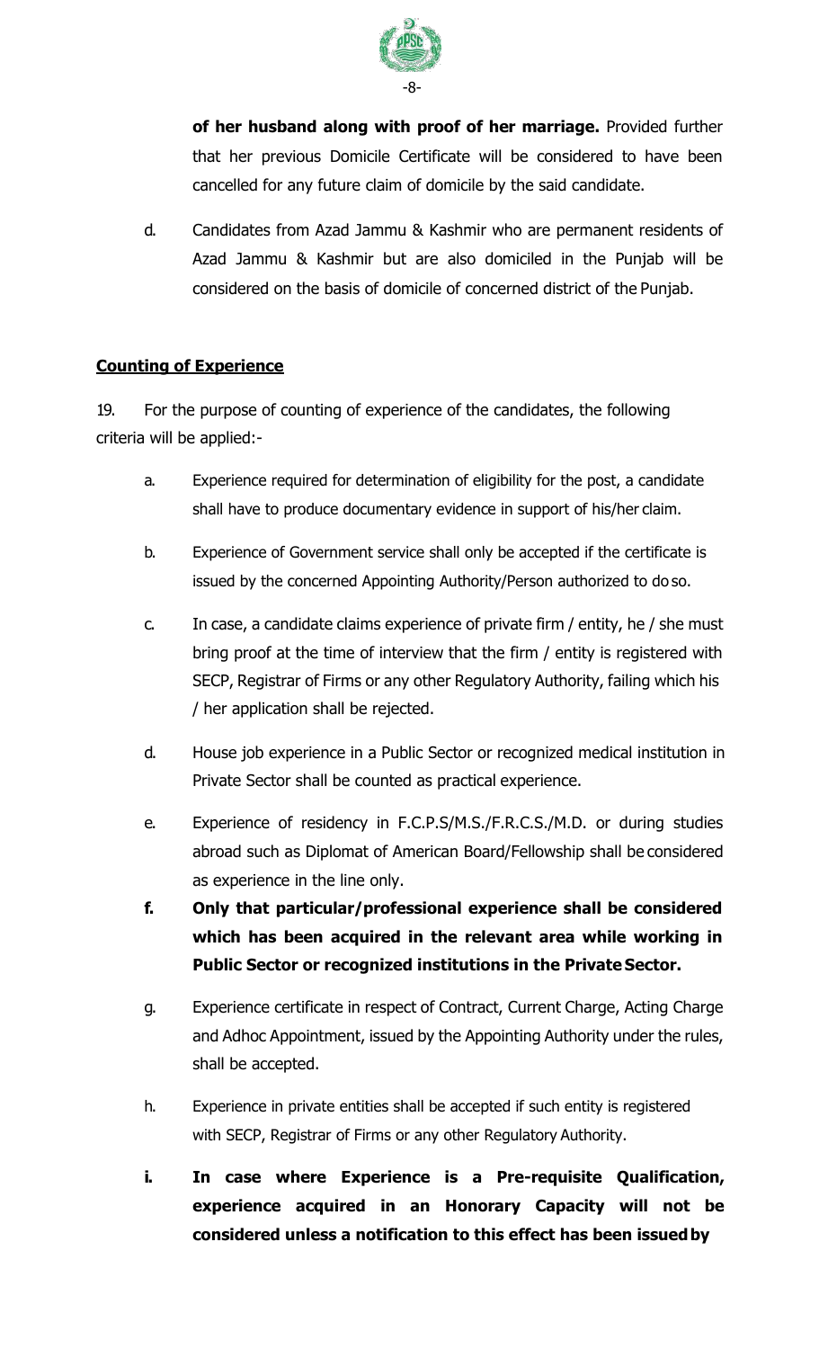**of her husband along with proof of her marriage.** Provided further that her previous Domicile Certificate will be considered to have been cancelled for any future claim of domicile by the said candidate.

d. Candidates from Azad Jammu & Kashmir who are permanent residents of Azad Jammu & Kashmir but are also domiciled in the Punjab will be considered on the basis of domicile of concerned district of the Punjab.

**Counting of Experience**

19. For the purpose of counting of experience of the candidates, the following criteria will be applied:-

a. Experience required for determination of eligibility for the post, a candidate shall have to produce documentary evidence in support of his/her claim.

b. Experience of Government service shall only be accepted if the certificate is issued by the concerned Appointing Authority/Person authorized to do so.

c. In case, a candidate claims experience of private firm / entity, he / she must bring proof at the time of interview that the firm / entity is registered with SECP, Registrar of Firms or any other Regulatory Authority, failing which his / her application shall be rejected.

d. House job experience in a Public Sector or recognized medical institution in Private Sector shall be counted as practical experience.

e. Experience of residency in F.C.P.S/M.S./F.R.C.S./M.D. or during studies abroad such as Diplomat of American Board/Fellowship shall be considered as experience in the line only.

**f. Only that particular/professional experience shall be considered which has been acquired in the relevant area while working in Public Sector or recognized institutions in the Private Sector.**

g. Experience certificate in respect of Contract, Current Charge, Acting Charge and Adhoc Appointment, issued by the Appointing Authority under the rules, shall be accepted.

h. Experience in private entities shall be accepted if such entity is registered with SECP, Registrar of Firms or any other Regulatory Authority.

**i. In case where Experience is a Pre-requisite Qualification, experience acquired in an Honorary Capacity will not be considered unless a notification to this effect has been issued by**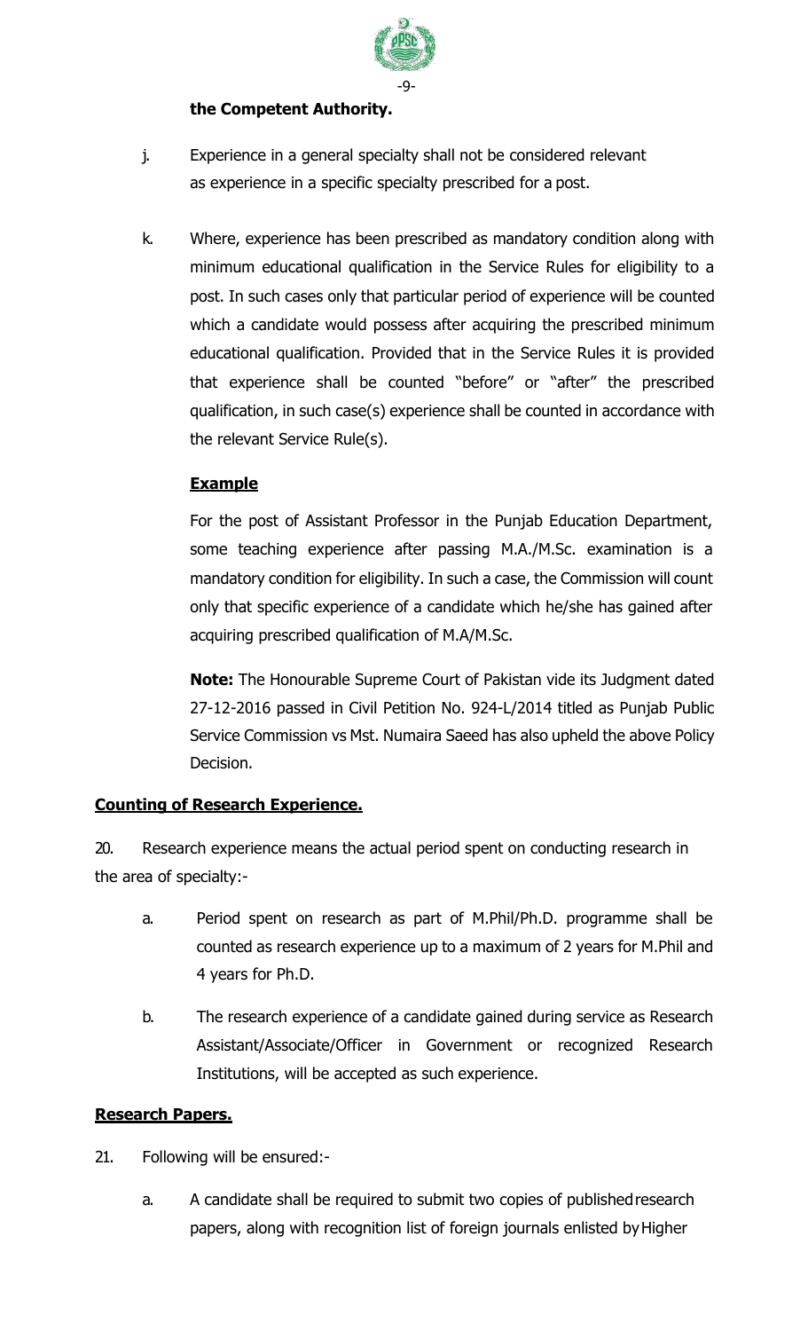**the Competent Authority.**

j. Experience in a general specialty shall not be considered relevant as experience in a specific specialty prescribed for a post.

k. Where, experience has been prescribed as mandatory condition along with minimum educational qualification in the Service Rules for eligibility to a post. In such cases only that particular period of experience will be counted which a candidate would possess after acquiring the prescribed minimum educational qualification. Provided that in the Service Rules it is provided that experience shall be counted "before" or "after" the prescribed qualification, in such case(s) experience shall be counted in accordance with the relevant Service Rule(s).

**Example**

For the post of Assistant Professor in the Punjab Education Department, some teaching experience after passing M.A./M.Sc. examination is a mandatory condition for eligibility. In such a case, the Commission will count only that specific experience of a candidate which he/she has gained after acquiring prescribed qualification of M.A/M.Sc.

**Note:** The Honourable Supreme Court of Pakistan vide its Judgment dated 27-12-2016 passed in Civil Petition No. 924-L/2014 titled as Punjab Public Service Commission vs Mst. Numaira Saeed has also upheld the above Policy Decision.

## Counting of Research Experience.

20. Research experience means the actual period spent on conducting research in the area of specialty:-

a. Period spent on research as part of M.Phil/Ph.D. programme shall be counted as research experience up to a maximum of 2 years for M.Phil and 4 years for Ph.D.

b. The research experience of a candidate gained during service as Research Assistant/Associate/Officer in Government or recognized Research Institutions, will be accepted as such experience.

## Research Papers.

21. Following will be ensured:-

a. A candidate shall be required to submit two copies of published research papers, along with recognition list of foreign journals enlisted by Higher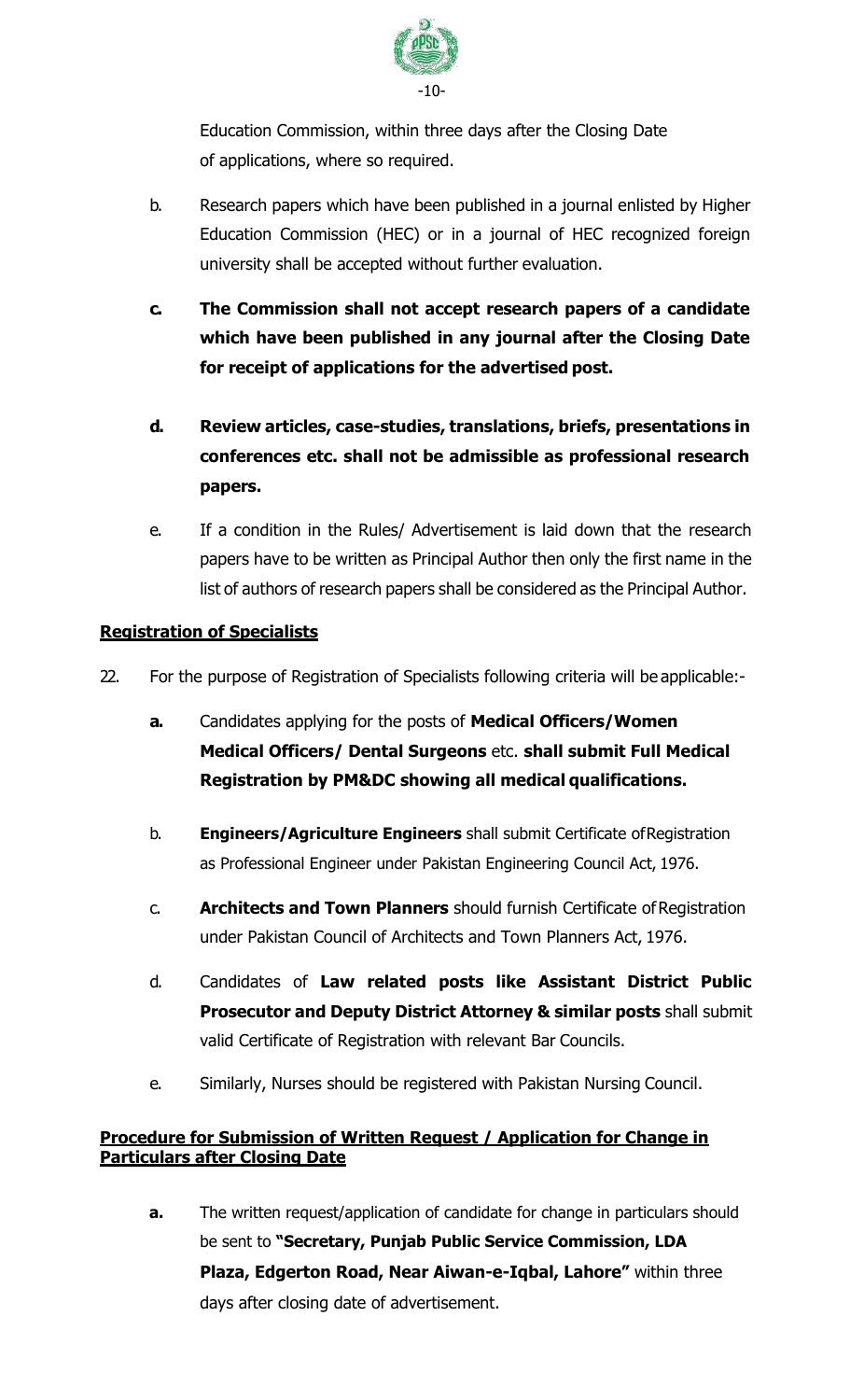Education Commission, within three days after the Closing Date of applications, where so required.

b. Research papers which have been published in a journal enlisted by Higher Education Commission (HEC) or in a journal of HEC recognized foreign university shall be accepted without further evaluation.

**c. The Commission shall not accept research papers of a candidate which have been published in any journal after the Closing Date for receipt of applications for the advertised post.**

**d. Review articles, case-studies, translations, briefs, presentations in conferences etc. shall not be admissible as professional research papers.**

e. If a condition in the Rules/ Advertisement is laid down that the research papers have to be written as Principal Author then only the first name in the list of authors of research papers shall be considered as the Principal Author.

**<u>Registration of Specialists</u>**

22. For the purpose of Registration of Specialists following criteria will be applicable:-

**a.** Candidates applying for the posts of **Medical Officers/Women Medical Officers/ Dental Surgeons** etc. **shall submit Full Medical Registration by PM&DC showing all medical qualifications.**

b. **Engineers/Agriculture Engineers** shall submit Certificate of Registration as Professional Engineer under Pakistan Engineering Council Act, 1976.

c. **Architects and Town Planners** should furnish Certificate of Registration under Pakistan Council of Architects and Town Planners Act, 1976.

d. Candidates of **Law related posts like Assistant District Public Prosecutor and Deputy District Attorney & similar posts** shall submit valid Certificate of Registration with relevant Bar Councils.

e. Similarly, Nurses should be registered with Pakistan Nursing Council.

**<u>Procedure for Submission of Written Request / Application for Change in Particulars after Closing Date</u>**

**a.** The written request/application of candidate for change in particulars should be sent to **"Secretary, Punjab Public Service Commission, LDA Plaza, Edgerton Road, Near Aiwan-e-Iqbal, Lahore"** within three days after closing date of advertisement.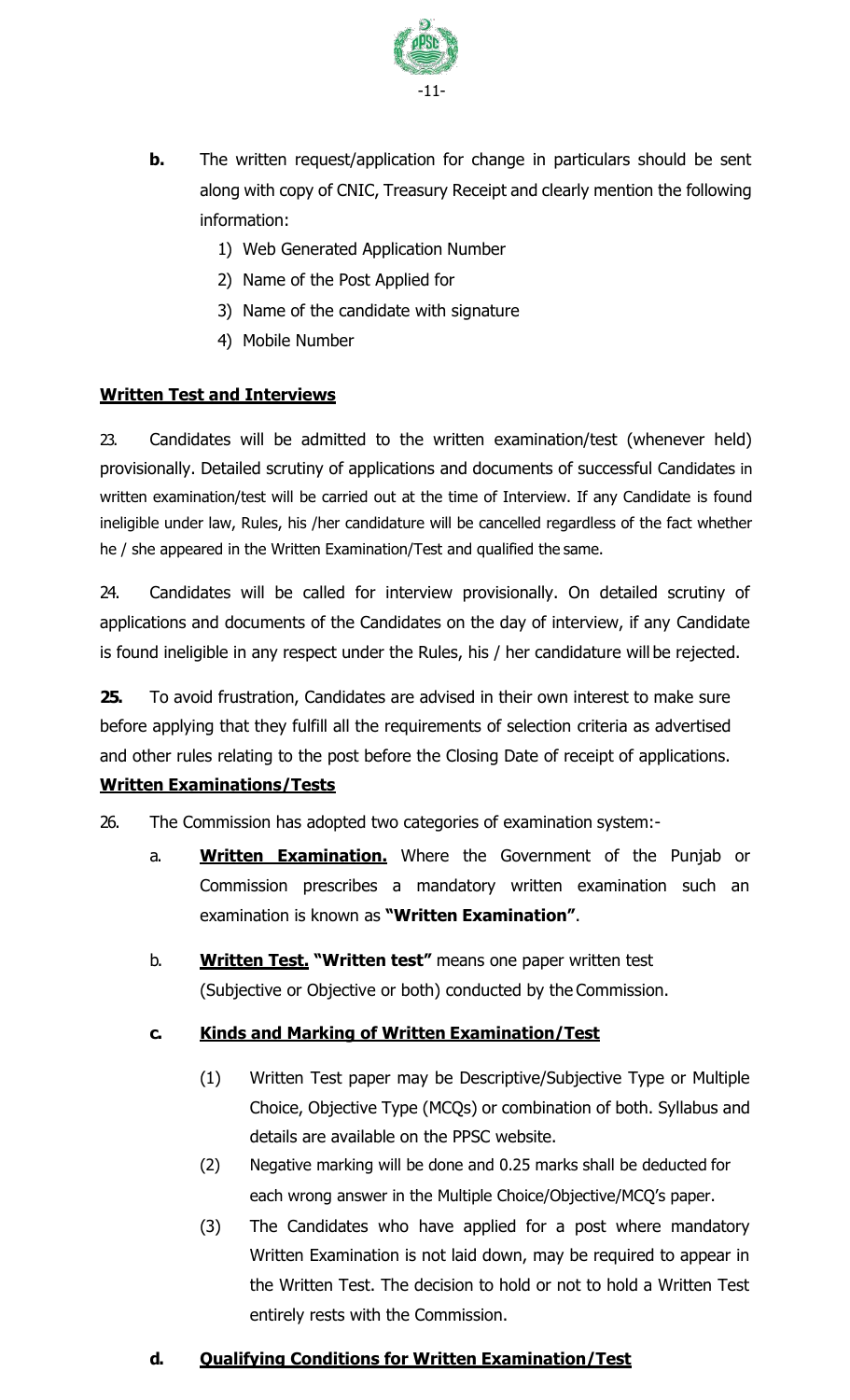**b.** The written request/application for change in particulars should be sent along with copy of CNIC, Treasury Receipt and clearly mention the following information:

1) Web Generated Application Number
2) Name of the Post Applied for
3) Name of the candidate with signature
4) Mobile Number

**Written Test and Interviews**

23. Candidates will be admitted to the written examination/test (whenever held) provisionally. Detailed scrutiny of applications and documents of successful Candidates in written examination/test will be carried out at the time of Interview. If any Candidate is found ineligible under law, Rules, his /her candidature will be cancelled regardless of the fact whether he / she appeared in the Written Examination/Test and qualified the same.

24. Candidates will be called for interview provisionally. On detailed scrutiny of applications and documents of the Candidates on the day of interview, if any Candidate is found ineligible in any respect under the Rules, his / her candidature will be rejected.

**25.** To avoid frustration, Candidates are advised in their own interest to make sure before applying that they fulfill all the requirements of selection criteria as advertised and other rules relating to the post before the Closing Date of receipt of applications.

**Written Examinations/Tests**

26. The Commission has adopted two categories of examination system:-

a. **Written Examination.** Where the Government of the Punjab or Commission prescribes a mandatory written examination such an examination is known as **"Written Examination"**.

b. **Written Test. "Written test"** means one paper written test (Subjective or Objective or both) conducted by the Commission.

**c. Kinds and Marking of Written Examination/Test**

(1) Written Test paper may be Descriptive/Subjective Type or Multiple Choice, Objective Type (MCQs) or combination of both. Syllabus and details are available on the PPSC website.

(2) Negative marking will be done and 0.25 marks shall be deducted for each wrong answer in the Multiple Choice/Objective/MCQ's paper.

(3) The Candidates who have applied for a post where mandatory Written Examination is not laid down, may be required to appear in the Written Test. The decision to hold or not to hold a Written Test entirely rests with the Commission.

**d. Qualifying Conditions for Written Examination/Test**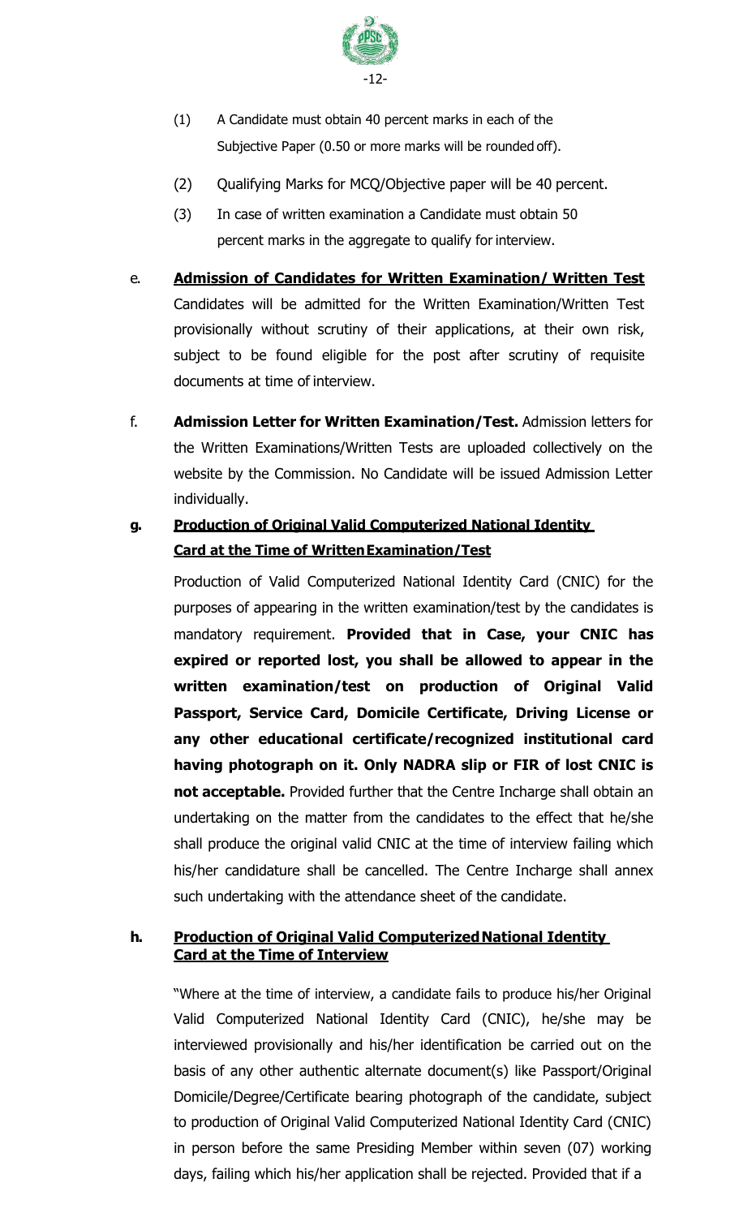(1) A Candidate must obtain 40 percent marks in each of the Subjective Paper (0.50 or more marks will be rounded off).

(2) Qualifying Marks for MCQ/Objective paper will be 40 percent.

(3) In case of written examination a Candidate must obtain 50 percent marks in the aggregate to qualify for interview.

e. **Admission of Candidates for Written Examination/ Written Test**

Candidates will be admitted for the Written Examination/Written Test provisionally without scrutiny of their applications, at their own risk, subject to be found eligible for the post after scrutiny of requisite documents at time of interview.

f. **Admission Letter for Written Examination/Test.** Admission letters for the Written Examinations/Written Tests are uploaded collectively on the website by the Commission. No Candidate will be issued Admission Letter individually.

**g. Production of Original Valid Computerized National Identity Card at the Time of Written Examination/Test**

Production of Valid Computerized National Identity Card (CNIC) for the purposes of appearing in the written examination/test by the candidates is mandatory requirement. **Provided that in Case, your CNIC has expired or reported lost, you shall be allowed to appear in the written examination/test on production of Original Valid Passport, Service Card, Domicile Certificate, Driving License or any other educational certificate/recognized institutional card having photograph on it. Only NADRA slip or FIR of lost CNIC is not acceptable.** Provided further that the Centre Incharge shall obtain an undertaking on the matter from the candidates to the effect that he/she shall produce the original valid CNIC at the time of interview failing which his/her candidature shall be cancelled. The Centre Incharge shall annex such undertaking with the attendance sheet of the candidate.

**h. Production of Original Valid Computerized National Identity Card at the Time of Interview**

"Where at the time of interview, a candidate fails to produce his/her Original Valid Computerized National Identity Card (CNIC), he/she may be interviewed provisionally and his/her identification be carried out on the basis of any other authentic alternate document(s) like Passport/Original Domicile/Degree/Certificate bearing photograph of the candidate, subject to production of Original Valid Computerized National Identity Card (CNIC) in person before the same Presiding Member within seven (07) working days, failing which his/her application shall be rejected. Provided that if a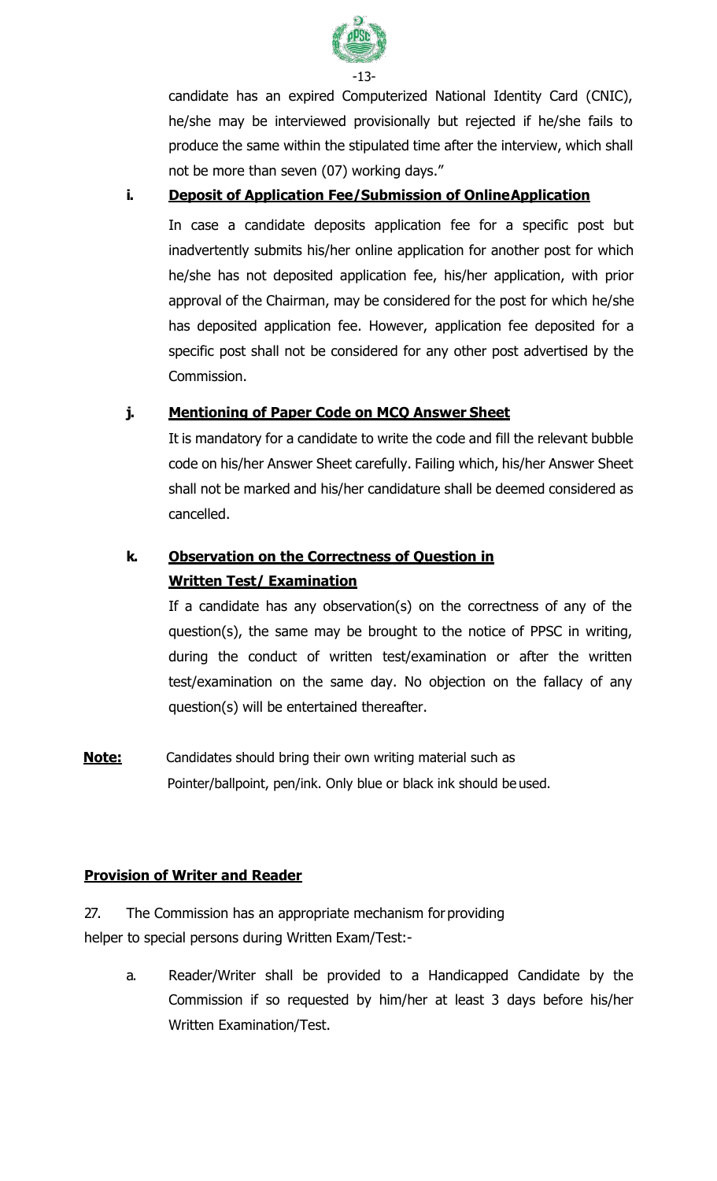candidate has an expired Computerized National Identity Card (CNIC), he/she may be interviewed provisionally but rejected if he/she fails to produce the same within the stipulated time after the interview, which shall not be more than seven (07) working days."

**i. <u>Deposit of Application Fee/Submission of Online Application</u>**

In case a candidate deposits application fee for a specific post but inadvertently submits his/her online application for another post for which he/she has not deposited application fee, his/her application, with prior approval of the Chairman, may be considered for the post for which he/she has deposited application fee. However, application fee deposited for a specific post shall not be considered for any other post advertised by the Commission.

**j. <u>Mentioning of Paper Code on MCQ Answer Sheet</u>**

It is mandatory for a candidate to write the code and fill the relevant bubble code on his/her Answer Sheet carefully. Failing which, his/her Answer Sheet shall not be marked and his/her candidature shall be deemed considered as cancelled.

**k. <u>Observation on the Correctness of Question in Written Test/ Examination</u>**

If a candidate has any observation(s) on the correctness of any of the question(s), the same may be brought to the notice of PPSC in writing, during the conduct of written test/examination or after the written test/examination on the same day. No objection on the fallacy of any question(s) will be entertained thereafter.

**<u>Note:</u>** Candidates should bring their own writing material such as Pointer/ballpoint, pen/ink. Only blue or black ink should be used.

**<u>Provision of Writer and Reader</u>**

27. The Commission has an appropriate mechanism for providing helper to special persons during Written Exam/Test:-

a. Reader/Writer shall be provided to a Handicapped Candidate by the Commission if so requested by him/her at least 3 days before his/her Written Examination/Test.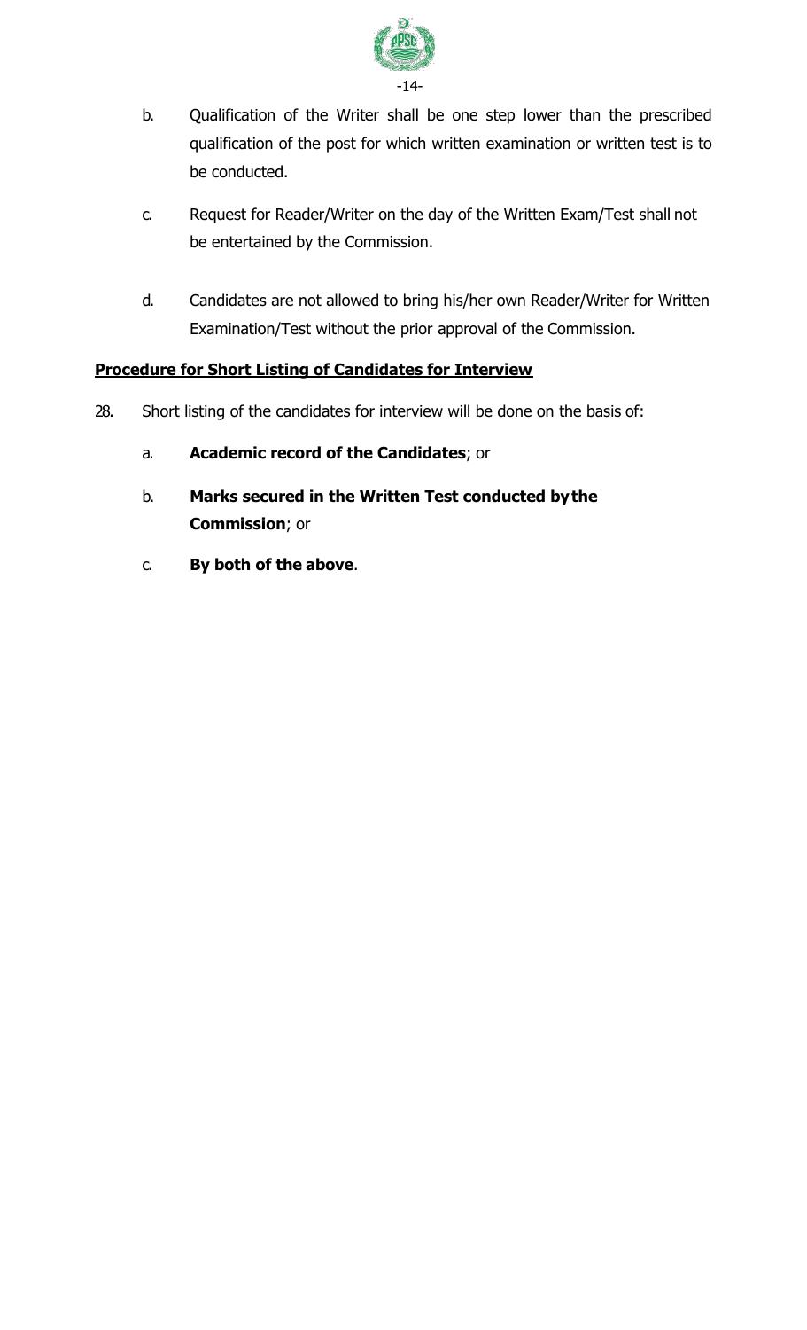b. Qualification of the Writer shall be one step lower than the prescribed qualification of the post for which written examination or written test is to be conducted.

c. Request for Reader/Writer on the day of the Written Exam/Test shall not be entertained by the Commission.

d. Candidates are not allowed to bring his/her own Reader/Writer for Written Examination/Test without the prior approval of the Commission.

**<u>Procedure for Short Listing of Candidates for Interview</u>**

28. Short listing of the candidates for interview will be done on the basis of:

   a. **Academic record of the Candidates**; or

   b. **Marks secured in the Written Test conducted by the Commission**; or

   c. **By both of the above**.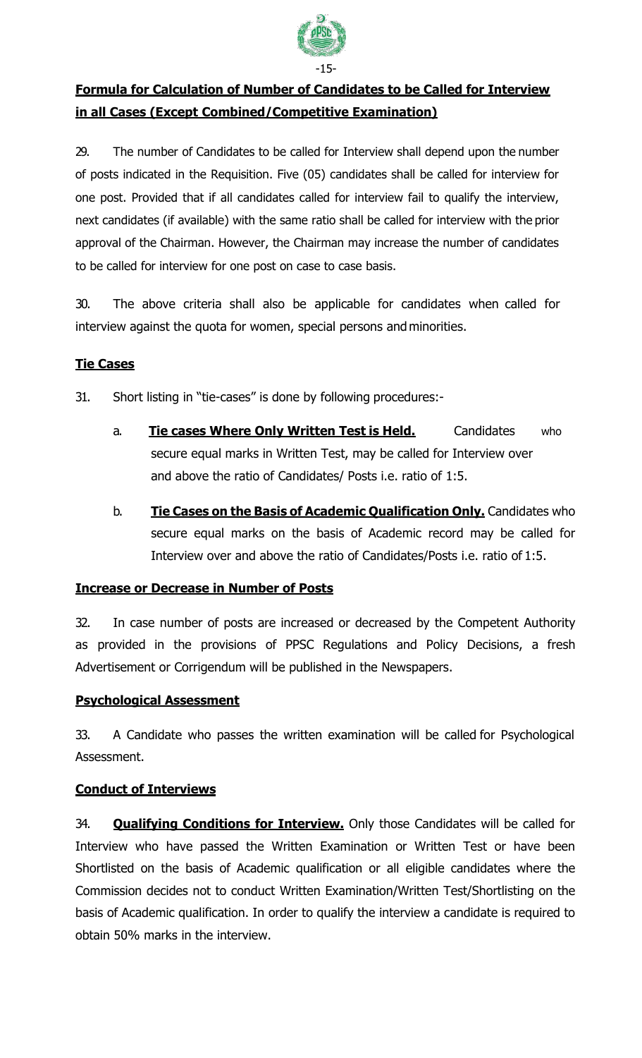## Formula for Calculation of Number of Candidates to be Called for Interview in all Cases (Except Combined/Competitive Examination)

29. The number of Candidates to be called for Interview shall depend upon the number of posts indicated in the Requisition. Five (05) candidates shall be called for interview for one post. Provided that if all candidates called for interview fail to qualify the interview, next candidates (if available) with the same ratio shall be called for interview with the prior approval of the Chairman. However, the Chairman may increase the number of candidates to be called for interview for one post on case to case basis.

30. The above criteria shall also be applicable for candidates when called for interview against the quota for women, special persons and minorities.

## Tie Cases

31. Short listing in "tie-cases" is done by following procedures:-

a. **Tie cases Where Only Written Test is Held.** Candidates who secure equal marks in Written Test, may be called for Interview over and above the ratio of Candidates/ Posts i.e. ratio of 1:5.

b. **Tie Cases on the Basis of Academic Qualification Only.** Candidates who secure equal marks on the basis of Academic record may be called for Interview over and above the ratio of Candidates/Posts i.e. ratio of 1:5.

## Increase or Decrease in Number of Posts

32. In case number of posts are increased or decreased by the Competent Authority as provided in the provisions of PPSC Regulations and Policy Decisions, a fresh Advertisement or Corrigendum will be published in the Newspapers.

## Psychological Assessment

33. A Candidate who passes the written examination will be called for Psychological Assessment.

## Conduct of Interviews

34. **Qualifying Conditions for Interview.** Only those Candidates will be called for Interview who have passed the Written Examination or Written Test or have been Shortlisted on the basis of Academic qualification or all eligible candidates where the Commission decides not to conduct Written Examination/Written Test/Shortlisting on the basis of Academic qualification. In order to qualify the interview a candidate is required to obtain 50% marks in the interview.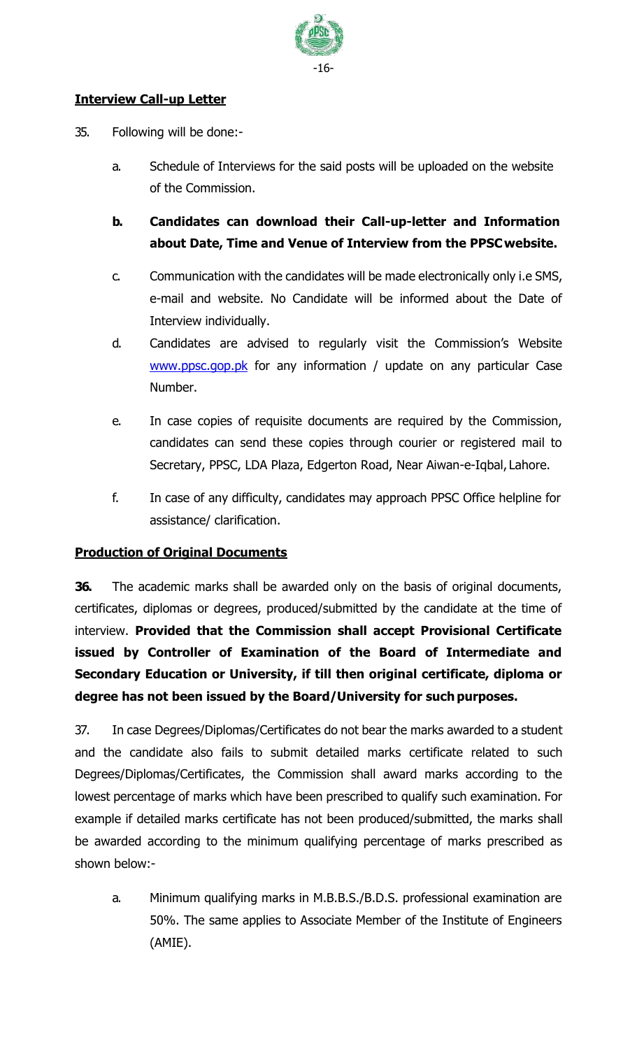**Interview Call-up Letter**

35. Following will be done:-

a. Schedule of Interviews for the said posts will be uploaded on the website of the Commission.

**b. Candidates can download their Call-up-letter and Information about Date, Time and Venue of Interview from the PPSC website.**

c. Communication with the candidates will be made electronically only i.e SMS, e-mail and website. No Candidate will be informed about the Date of Interview individually.

d. Candidates are advised to regularly visit the Commission's Website www.ppsc.gop.pk for any information / update on any particular Case Number.

e. In case copies of requisite documents are required by the Commission, candidates can send these copies through courier or registered mail to Secretary, PPSC, LDA Plaza, Edgerton Road, Near Aiwan-e-Iqbal, Lahore.

f. In case of any difficulty, candidates may approach PPSC Office helpline for assistance/ clarification.

**Production of Original Documents**

**36.** The academic marks shall be awarded only on the basis of original documents, certificates, diplomas or degrees, produced/submitted by the candidate at the time of interview. **Provided that the Commission shall accept Provisional Certificate issued by Controller of Examination of the Board of Intermediate and Secondary Education or University, if till then original certificate, diploma or degree has not been issued by the Board/University for such purposes.**

37. In case Degrees/Diplomas/Certificates do not bear the marks awarded to a student and the candidate also fails to submit detailed marks certificate related to such Degrees/Diplomas/Certificates, the Commission shall award marks according to the lowest percentage of marks which have been prescribed to qualify such examination. For example if detailed marks certificate has not been produced/submitted, the marks shall be awarded according to the minimum qualifying percentage of marks prescribed as shown below:-

a. Minimum qualifying marks in M.B.B.S./B.D.S. professional examination are 50%. The same applies to Associate Member of the Institute of Engineers (AMIE).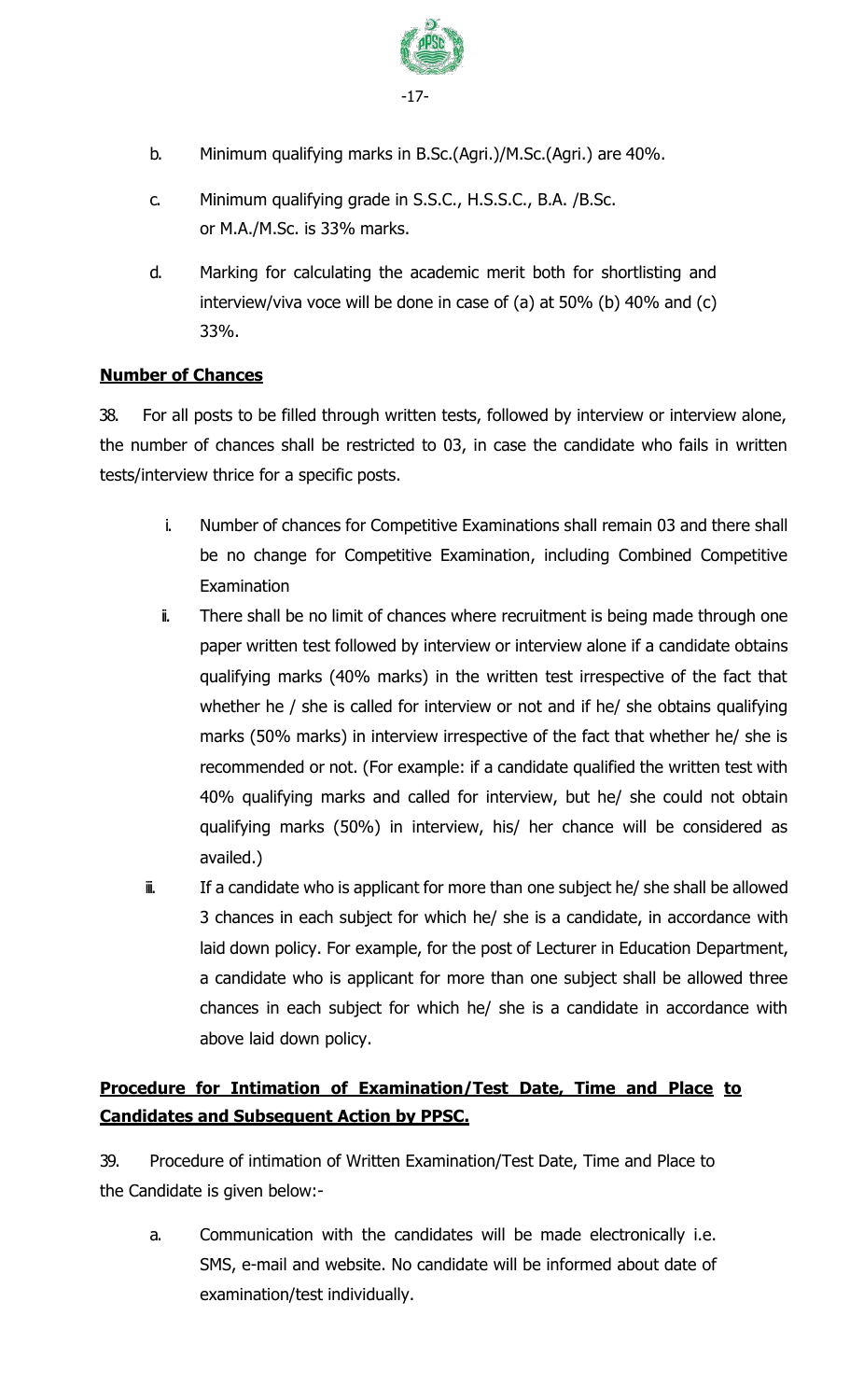b. Minimum qualifying marks in B.Sc.(Agri.)/M.Sc.(Agri.) are 40%.

c. Minimum qualifying grade in S.S.C., H.S.S.C., B.A. /B.Sc. or M.A./M.Sc. is 33% marks.

d. Marking for calculating the academic merit both for shortlisting and interview/viva voce will be done in case of (a) at 50% (b) 40% and (c) 33%.

**Number of Chances**

38. For all posts to be filled through written tests, followed by interview or interview alone, the number of chances shall be restricted to 03, in case the candidate who fails in written tests/interview thrice for a specific posts.

i. Number of chances for Competitive Examinations shall remain 03 and there shall be no change for Competitive Examination, including Combined Competitive Examination

ii. There shall be no limit of chances where recruitment is being made through one paper written test followed by interview or interview alone if a candidate obtains qualifying marks (40% marks) in the written test irrespective of the fact that whether he / she is called for interview or not and if he/ she obtains qualifying marks (50% marks) in interview irrespective of the fact that whether he/ she is recommended or not. (For example: if a candidate qualified the written test with 40% qualifying marks and called for interview, but he/ she could not obtain qualifying marks (50%) in interview, his/ her chance will be considered as availed.)

iii. If a candidate who is applicant for more than one subject he/ she shall be allowed 3 chances in each subject for which he/ she is a candidate, in accordance with laid down policy. For example, for the post of Lecturer in Education Department, a candidate who is applicant for more than one subject shall be allowed three chances in each subject for which he/ she is a candidate in accordance with above laid down policy.

**Procedure for Intimation of Examination/Test Date, Time and Place to Candidates and Subsequent Action by PPSC.**

39. Procedure of intimation of Written Examination/Test Date, Time and Place to the Candidate is given below:-

a. Communication with the candidates will be made electronically i.e. SMS, e-mail and website. No candidate will be informed about date of examination/test individually.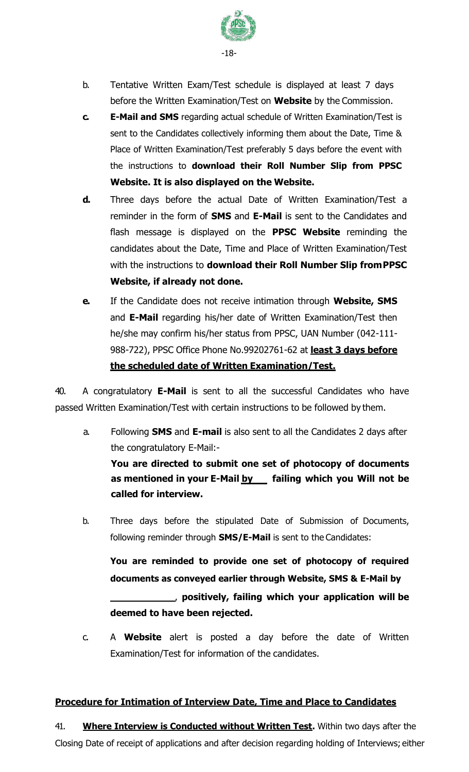b. Tentative Written Exam/Test schedule is displayed at least 7 days before the Written Examination/Test on **Website** by the Commission.

**c.** **E-Mail and SMS** regarding actual schedule of Written Examination/Test is sent to the Candidates collectively informing them about the Date, Time & Place of Written Examination/Test preferably 5 days before the event with the instructions to **download their Roll Number Slip from PPSC Website. It is also displayed on the Website.**

**d.** Three days before the actual Date of Written Examination/Test a reminder in the form of **SMS** and **E-Mail** is sent to the Candidates and flash message is displayed on the **PPSC Website** reminding the candidates about the Date, Time and Place of Written Examination/Test with the instructions to **download their Roll Number Slip from PPSC Website, if already not done.**

**e.** If the Candidate does not receive intimation through **Website, SMS** and **E-Mail** regarding his/her date of Written Examination/Test then he/she may confirm his/her status from PPSC, UAN Number (042-111-988-722), PPSC Office Phone No.99202761-62 at **<u>least 3 days before the scheduled date of Written Examination/Test.</u>**

40. A congratulatory **E-Mail** is sent to all the successful Candidates who have passed Written Examination/Test with certain instructions to be followed by them.

a. Following **SMS** and **E-mail** is also sent to all the Candidates 2 days after the congratulatory E-Mail:-

**You are directed to submit one set of photocopy of documents as mentioned in your E-Mail <u>by \_\_\_</u> failing which you Will not be called for interview.**

b. Three days before the stipulated Date of Submission of Documents, following reminder through **SMS/E-Mail** is sent to the Candidates:

**You are reminded to provide one set of photocopy of required documents as conveyed earlier through Website, SMS & E-Mail by \_\_\_\_\_\_\_\_\_\_\_\_, positively, failing which your application will be deemed to have been rejected.**

c. A **Website** alert is posted a day before the date of Written Examination/Test for information of the candidates.

## <u>Procedure for Intimation of Interview Date, Time and Place to Candidates</u>

41. **<u>Where Interview is Conducted without Written Test.</u>** Within two days after the Closing Date of receipt of applications and after decision regarding holding of Interviews; either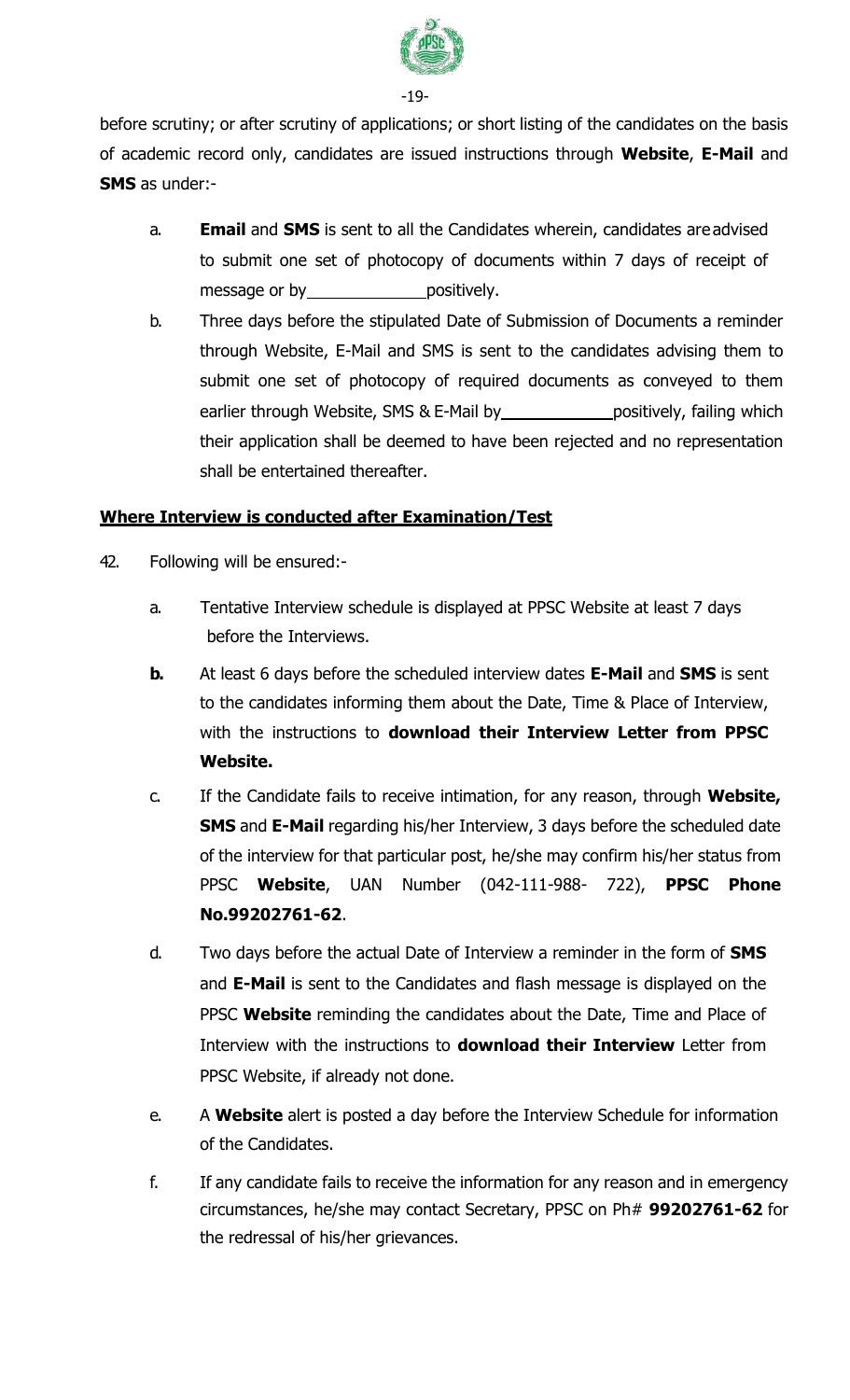before scrutiny; or after scrutiny of applications; or short listing of the candidates on the basis of academic record only, candidates are issued instructions through **Website**, **E-Mail** and **SMS** as under:-

a. **Email** and **SMS** is sent to all the Candidates wherein, candidates are advised to submit one set of photocopy of documents within 7 days of receipt of message or by ____________ positively.

b. Three days before the stipulated Date of Submission of Documents a reminder through Website, E-Mail and SMS is sent to the candidates advising them to submit one set of photocopy of required documents as conveyed to them earlier through Website, SMS & E-Mail by ____________ positively, failing which their application shall be deemed to have been rejected and no representation shall be entertained thereafter.

## Where Interview is conducted after Examination/Test

42. Following will be ensured:-

a. Tentative Interview schedule is displayed at PPSC Website at least 7 days before the Interviews.

**b.** At least 6 days before the scheduled interview dates **E-Mail** and **SMS** is sent to the candidates informing them about the Date, Time & Place of Interview, with the instructions to **download their Interview Letter from PPSC Website.**

c. If the Candidate fails to receive intimation, for any reason, through **Website, SMS** and **E-Mail** regarding his/her Interview, 3 days before the scheduled date of the interview for that particular post, he/she may confirm his/her status from PPSC **Website**, UAN Number (042-111-988- 722), **PPSC Phone No.99202761-62**.

d. Two days before the actual Date of Interview a reminder in the form of **SMS** and **E-Mail** is sent to the Candidates and flash message is displayed on the PPSC **Website** reminding the candidates about the Date, Time and Place of Interview with the instructions to **download their Interview** Letter from PPSC Website, if already not done.

e. A **Website** alert is posted a day before the Interview Schedule for information of the Candidates.

f. If any candidate fails to receive the information for any reason and in emergency circumstances, he/she may contact Secretary, PPSC on Ph# **99202761-62** for the redressal of his/her grievances.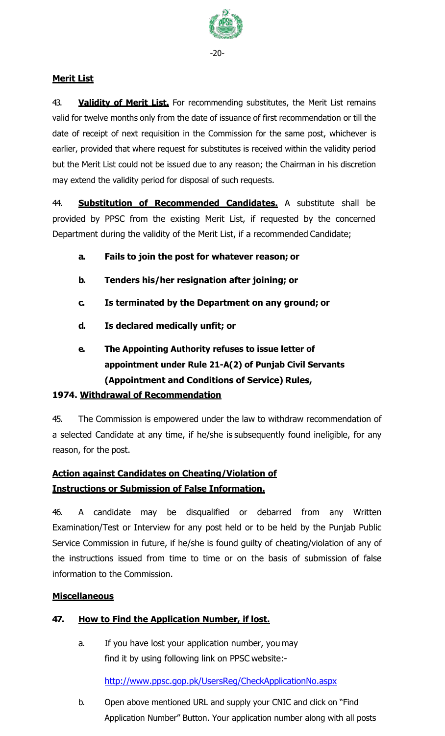## Merit List

43. **Validity of Merit List.** For recommending substitutes, the Merit List remains valid for twelve months only from the date of issuance of first recommendation or till the date of receipt of next requisition in the Commission for the same post, whichever is earlier, provided that where request for substitutes is received within the validity period but the Merit List could not be issued due to any reason; the Chairman in his discretion may extend the validity period for disposal of such requests.

44. **Substitution of Recommended Candidates.** A substitute shall be provided by PPSC from the existing Merit List, if requested by the concerned Department during the validity of the Merit List, if a recommended Candidate;

- **a. Fails to join the post for whatever reason; or**
- **b. Tenders his/her resignation after joining; or**
- **c. Is terminated by the Department on any ground; or**
- **d. Is declared medically unfit; or**
- **e. The Appointing Authority refuses to issue letter of appointment under Rule 21-A(2) of Punjab Civil Servants (Appointment and Conditions of Service) Rules, 1974.**

## Withdrawal of Recommendation

45. The Commission is empowered under the law to withdraw recommendation of a selected Candidate at any time, if he/she is subsequently found ineligible, for any reason, for the post.

## Action against Candidates on Cheating/Violation of Instructions or Submission of False Information.

46. A candidate may be disqualified or debarred from any Written Examination/Test or Interview for any post held or to be held by the Punjab Public Service Commission in future, if he/she is found guilty of cheating/violation of any of the instructions issued from time to time or on the basis of submission of false information to the Commission.

## Miscellaneous

### 47. How to Find the Application Number, if lost.

a. If you have lost your application number, you may find it by using following link on PPSC website:-

http://www.ppsc.gop.pk/UsersReg/CheckApplicationNo.aspx

b. Open above mentioned URL and supply your CNIC and click on "Find Application Number" Button. Your application number along with all posts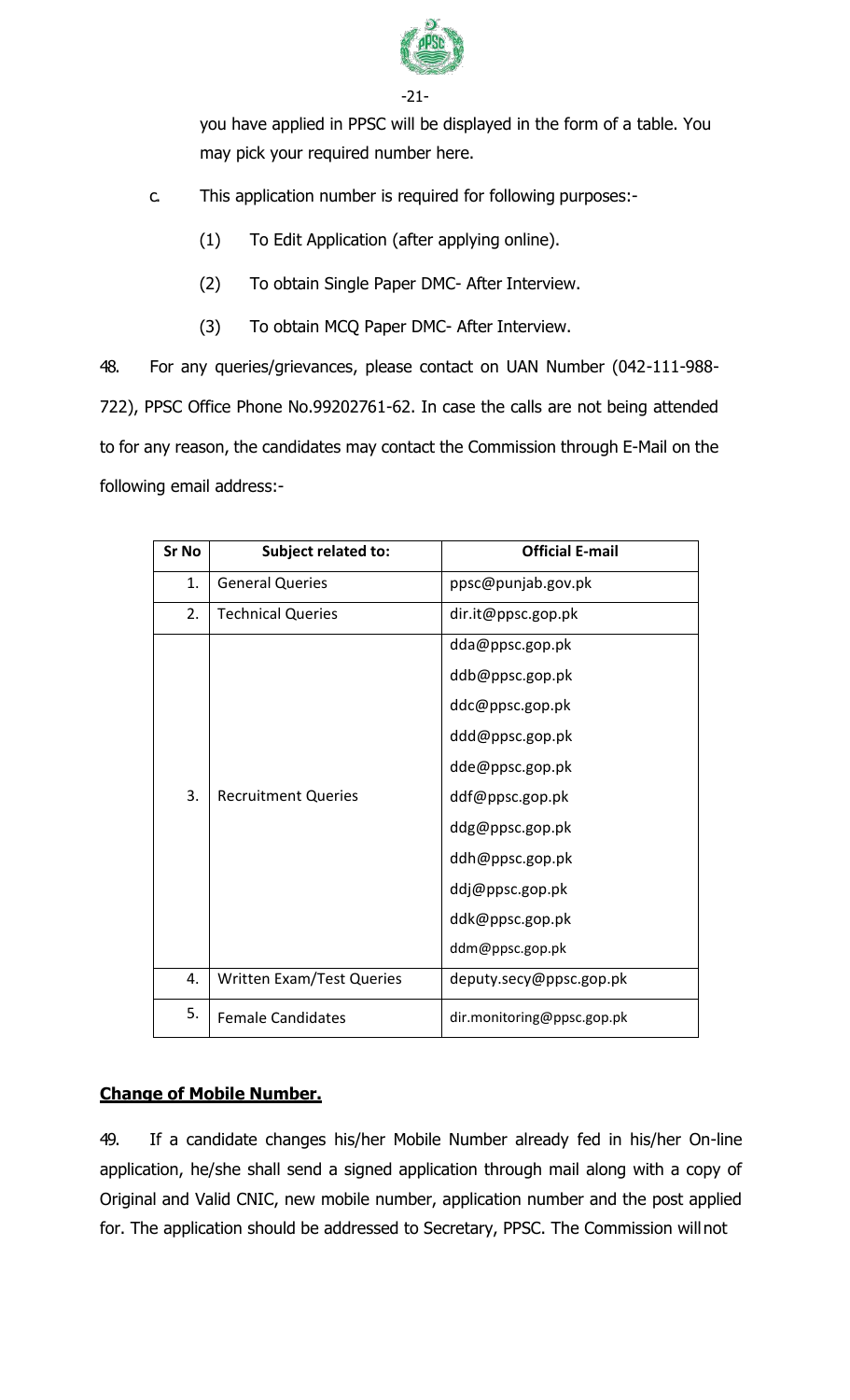you have applied in PPSC will be displayed in the form of a table. You may pick your required number here.

c. This application number is required for following purposes:-

(1) To Edit Application (after applying online).

(2) To obtain Single Paper DMC- After Interview.

(3) To obtain MCQ Paper DMC- After Interview.

48. For any queries/grievances, please contact on UAN Number (042-111-988-722), PPSC Office Phone No.99202761-62. In case the calls are not being attended to for any reason, the candidates may contact the Commission through E-Mail on the following email address:-

| Sr No | Subject related to: | Official E-mail |
|---|---|---|
| 1. | General Queries | ppsc@punjab.gov.pk |
| 2. | Technical Queries | dir.it@ppsc.gop.pk |
| 3. | Recruitment Queries | dda@ppsc.gop.pk<br>ddb@ppsc.gop.pk<br>ddc@ppsc.gop.pk<br>ddd@ppsc.gop.pk<br>dde@ppsc.gop.pk<br>ddf@ppsc.gop.pk<br>ddg@ppsc.gop.pk<br>ddh@ppsc.gop.pk<br>ddj@ppsc.gop.pk<br>ddk@ppsc.gop.pk<br>ddm@ppsc.gop.pk |
| 4. | Written Exam/Test Queries | deputy.secy@ppsc.gop.pk |
| 5. | Female Candidates | dir.monitoring@ppsc.gop.pk |

**<u>Change of Mobile Number.</u>**

49. If a candidate changes his/her Mobile Number already fed in his/her On-line application, he/she shall send a signed application through mail along with a copy of Original and Valid CNIC, new mobile number, application number and the post applied for. The application should be addressed to Secretary, PPSC. The Commission will not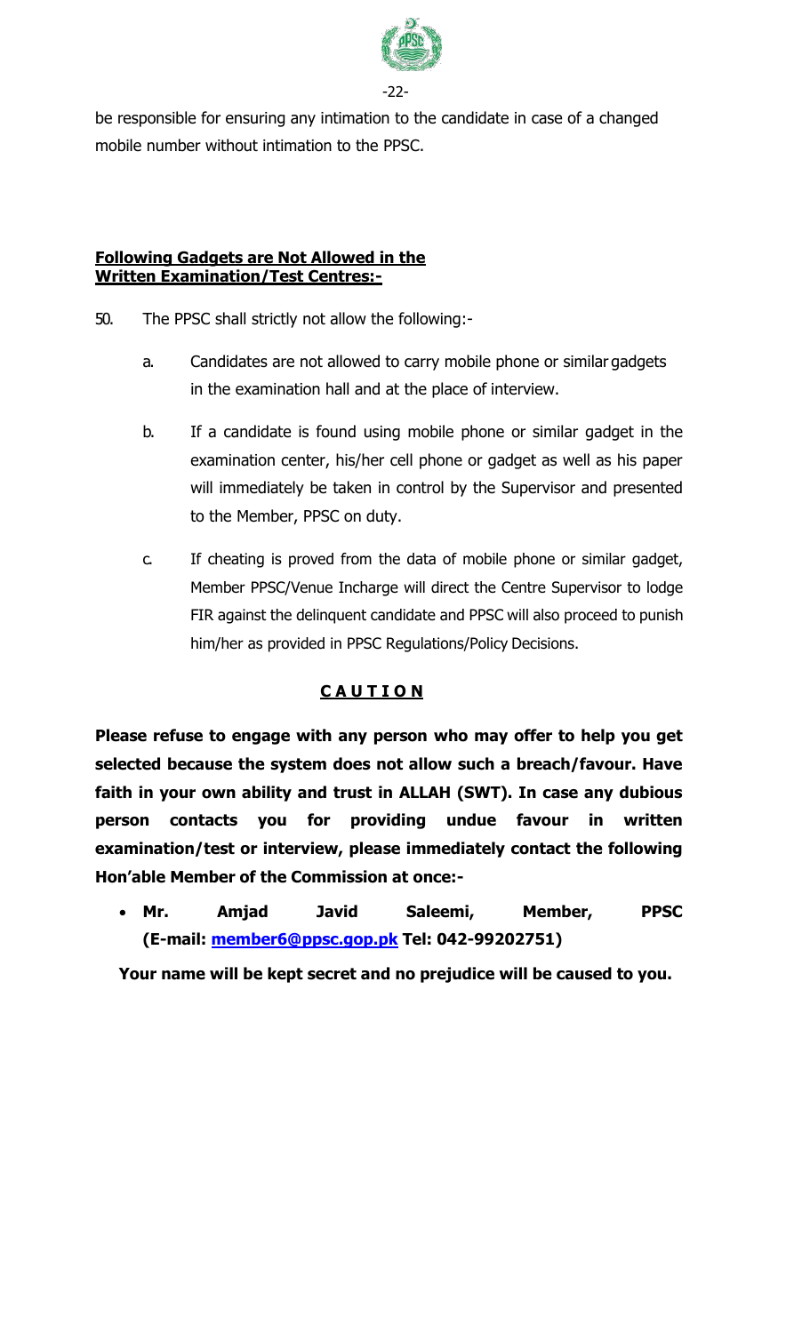be responsible for ensuring any intimation to the candidate in case of a changed mobile number without intimation to the PPSC.

**<u>Following Gadgets are Not Allowed in the Written Examination/Test Centres:-</u>**

50. The PPSC shall strictly not allow the following:-

    a. Candidates are not allowed to carry mobile phone or similar gadgets in the examination hall and at the place of interview.

    b. If a candidate is found using mobile phone or similar gadget in the examination center, his/her cell phone or gadget as well as his paper will immediately be taken in control by the Supervisor and presented to the Member, PPSC on duty.

    c. If cheating is proved from the data of mobile phone or similar gadget, Member PPSC/Venue Incharge will direct the Centre Supervisor to lodge FIR against the delinquent candidate and PPSC will also proceed to punish him/her as provided in PPSC Regulations/Policy Decisions.

## <u>C A U T I O N</u>

**Please refuse to engage with any person who may offer to help you get selected because the system does not allow such a breach/favour. Have faith in your own ability and trust in ALLAH (SWT). In case any dubious person contacts you for providing undue favour in written examination/test or interview, please immediately contact the following Hon'able Member of the Commission at once:-**

- **Mr. Amjad Javid Saleemi, Member, PPSC (E-mail: member6@ppsc.gop.pk Tel: 042-99202751)**

**Your name will be kept secret and no prejudice will be caused to you.**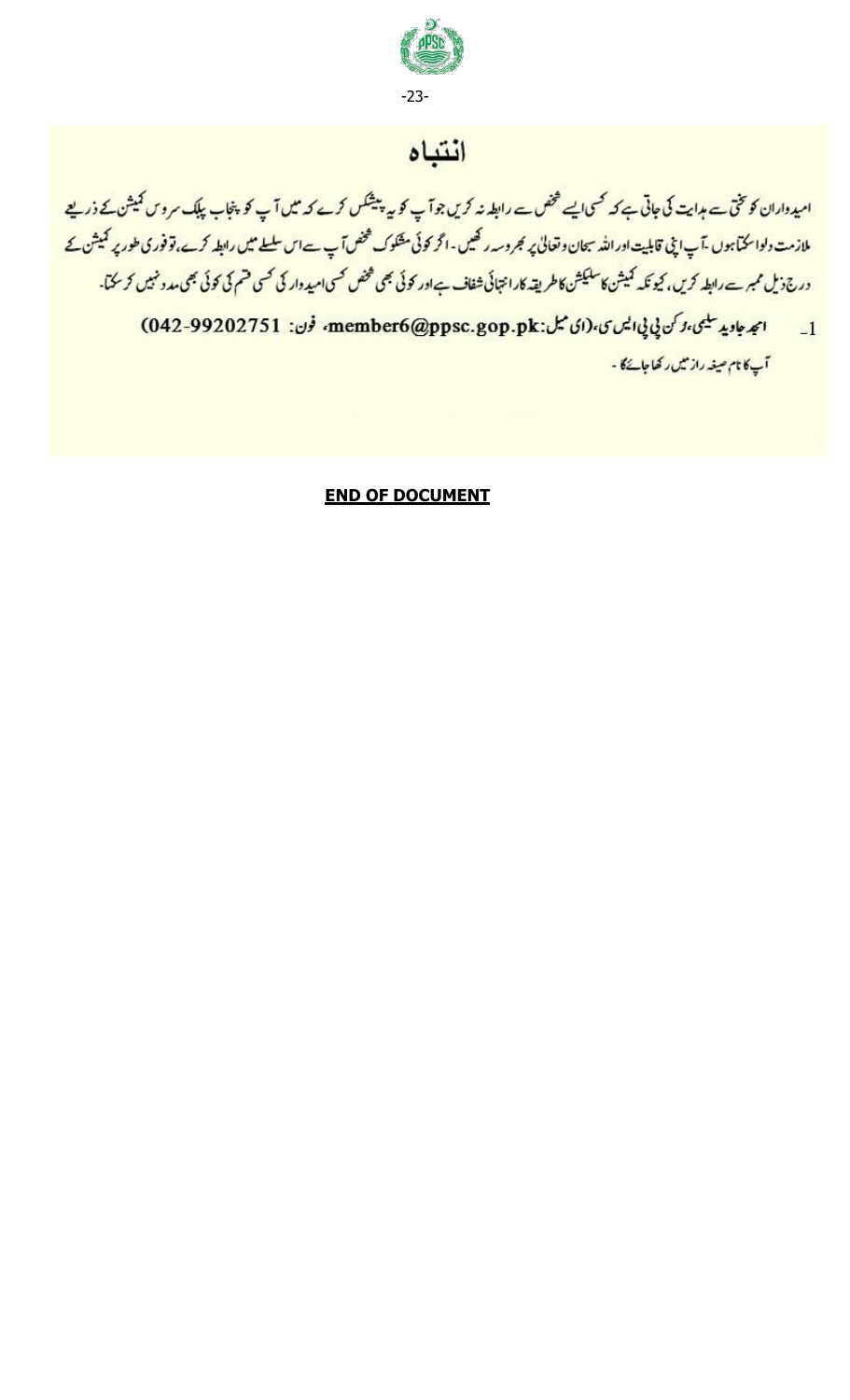# انتباہ

امیدواران کو سختی سے ہدایت کی جاتی ہے کہ کسی ایسے شخص سے رابطہ نہ کریں جو آپ کو یہ پیشکش کرے کہ میں آپ کو پنجاب پبلک سروس کمیشن کے ذریعے ملازمت دلوا سکتا ہوں۔ آپ اپنی قابلیت اور اللہ سبحان و تعالیٰ پر بھروسہ رکھیں۔ اگر کوئی مشکوک شخص آپ سے اس سلسلے میں رابطہ کرے، تو فوری طور پر کمیشن کے درج ذیل ممبر سے رابطہ کریں، کیونکہ کمیشن کا سلیکشن کا طریقہ کار انتہائی شفاف ہے اور کوئی بھی شخص کسی امیدوار کی کسی قسم کی کوئی بھی مدد نہیں کر سکتا۔

1- امجد جاوید سلیمی، رکن پی پی ایس سی، (ای میل: member6@ppsc.gop.pk، فون: 042-99202751)

آپ کا نام صیغہ راز میں رکھا جائے گا۔

**END OF DOCUMENT**